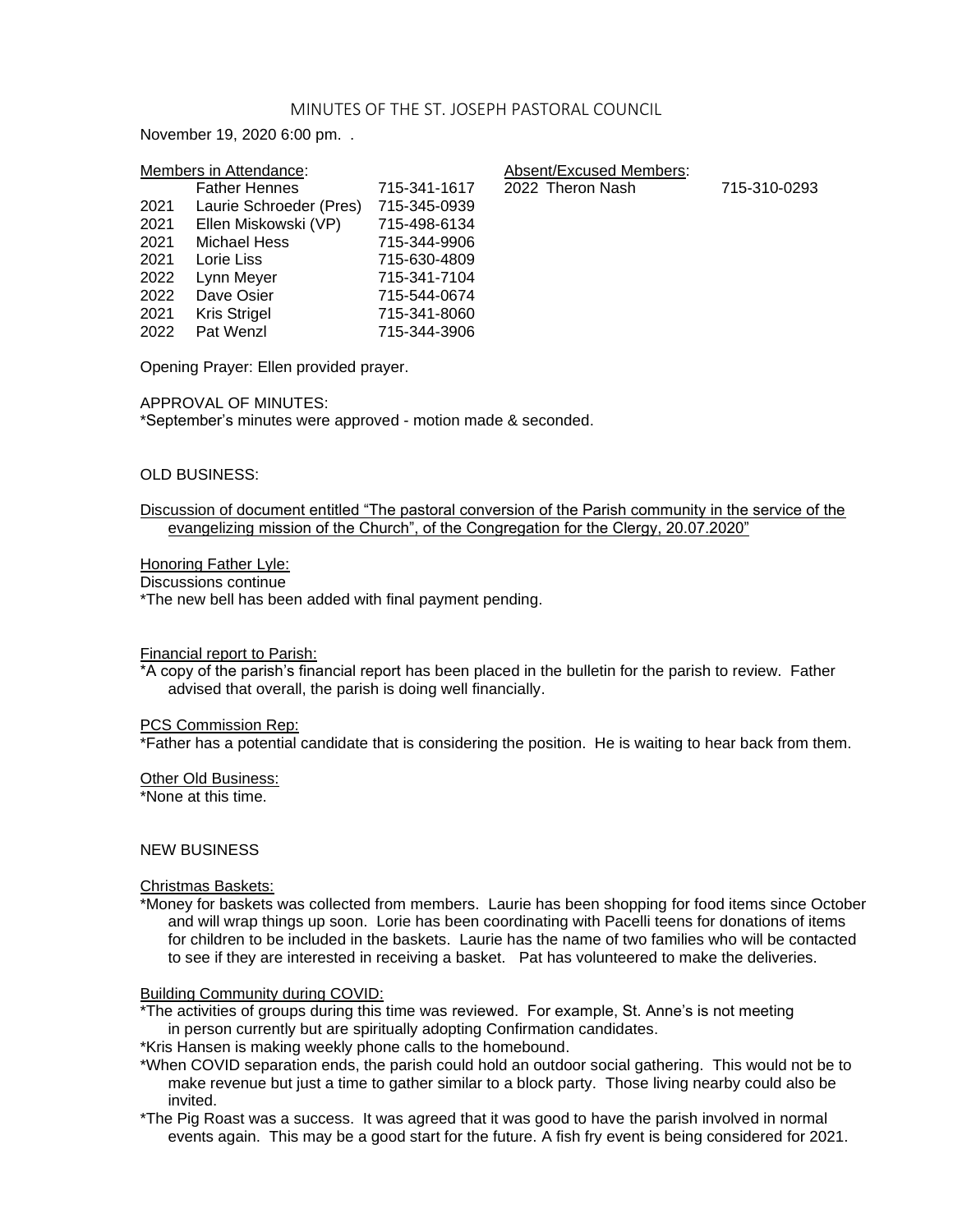# MINUTES OF THE ST. JOSEPH PASTORAL COUNCIL

November 19, 2020 6:00 pm. .

Members in Attendance:

| | | |
|---|---|---|
| | Father Hennes | 715-341-1617 |
| 2021 | Laurie Schroeder (Pres) | 715-345-0939 |
| 2021 | Ellen Miskowski (VP) | 715-498-6134 |
| 2021 | Michael Hess | 715-344-9906 |
| 2021 | Lorie Liss | 715-630-4809 |
| 2022 | Lynn Meyer | 715-341-7104 |
| 2022 | Dave Osier | 715-544-0674 |
| 2021 | Kris Strigel | 715-341-8060 |
| 2022 | Pat Wenzl | 715-344-3906 |

Absent/Excused Members:

| | | |
|---|---|---|
| 2022 | Theron Nash | 715-310-0293 |

Opening Prayer: Ellen provided prayer.

APPROVAL OF MINUTES:
*September's minutes were approved - motion made & seconded.

OLD BUSINESS:

Discussion of document entitled "The pastoral conversion of the Parish community in the service of the evangelizing mission of the Church", of the Congregation for the Clergy, 20.07.2020"

Honoring Father Lyle:
Discussions continue
*The new bell has been added with final payment pending.

Financial report to Parish:
*A copy of the parish's financial report has been placed in the bulletin for the parish to review. Father advised that overall, the parish is doing well financially.

PCS Commission Rep:
*Father has a potential candidate that is considering the position. He is waiting to hear back from them.

Other Old Business:
*None at this time.

NEW BUSINESS

Christmas Baskets:
*Money for baskets was collected from members. Laurie has been shopping for food items since October and will wrap things up soon. Lorie has been coordinating with Pacelli teens for donations of items for children to be included in the baskets. Laurie has the name of two families who will be contacted to see if they are interested in receiving a basket. Pat has volunteered to make the deliveries.

Building Community during COVID:
*The activities of groups during this time was reviewed. For example, St. Anne's is not meeting in person currently but are spiritually adopting Confirmation candidates.
*Kris Hansen is making weekly phone calls to the homebound.
*When COVID separation ends, the parish could hold an outdoor social gathering. This would not be to make revenue but just a time to gather similar to a block party. Those living nearby could also be invited.
*The Pig Roast was a success. It was agreed that it was good to have the parish involved in normal events again. This may be a good start for the future. A fish fry event is being considered for 2021.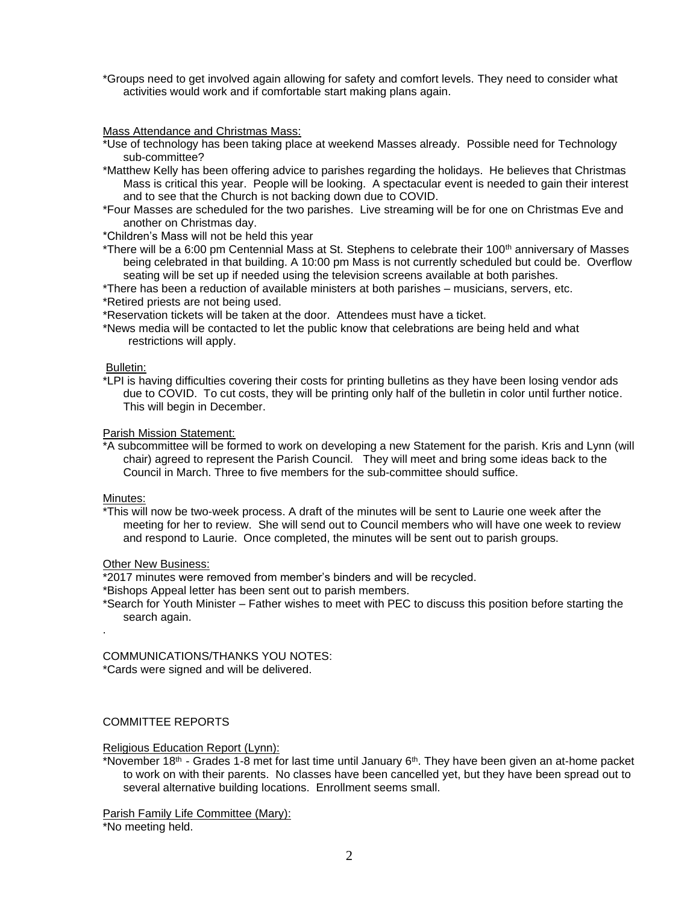*Groups need to get involved again allowing for safety and comfort levels. They need to consider what activities would work and if comfortable start making plans again.

Mass Attendance and Christmas Mass:

*Use of technology has been taking place at weekend Masses already. Possible need for Technology sub-committee?

*Matthew Kelly has been offering advice to parishes regarding the holidays. He believes that Christmas Mass is critical this year. People will be looking. A spectacular event is needed to gain their interest and to see that the Church is not backing down due to COVID.

*Four Masses are scheduled for the two parishes. Live streaming will be for one on Christmas Eve and another on Christmas day.

*Children's Mass will not be held this year

*There will be a 6:00 pm Centennial Mass at St. Stephens to celebrate their 100th anniversary of Masses being celebrated in that building. A 10:00 pm Mass is not currently scheduled but could be. Overflow seating will be set up if needed using the television screens available at both parishes.

*There has been a reduction of available ministers at both parishes – musicians, servers, etc.

*Retired priests are not being used.

*Reservation tickets will be taken at the door. Attendees must have a ticket.

*News media will be contacted to let the public know that celebrations are being held and what restrictions will apply.

Bulletin:

*LPI is having difficulties covering their costs for printing bulletins as they have been losing vendor ads due to COVID. To cut costs, they will be printing only half of the bulletin in color until further notice. This will begin in December.

Parish Mission Statement:

*A subcommittee will be formed to work on developing a new Statement for the parish. Kris and Lynn (will chair) agreed to represent the Parish Council. They will meet and bring some ideas back to the Council in March. Three to five members for the sub-committee should suffice.

Minutes:

*This will now be two-week process. A draft of the minutes will be sent to Laurie one week after the meeting for her to review. She will send out to Council members who will have one week to review and respond to Laurie. Once completed, the minutes will be sent out to parish groups.

Other New Business:

*2017 minutes were removed from member's binders and will be recycled.

*Bishops Appeal letter has been sent out to parish members.

*Search for Youth Minister – Father wishes to meet with PEC to discuss this position before starting the search again.

.

COMMUNICATIONS/THANKS YOU NOTES:

*Cards were signed and will be delivered.

COMMITTEE REPORTS

Religious Education Report (Lynn):

*November 18th - Grades 1-8 met for last time until January 6th. They have been given an at-home packet to work on with their parents. No classes have been cancelled yet, but they have been spread out to several alternative building locations. Enrollment seems small.

Parish Family Life Committee (Mary):

*No meeting held.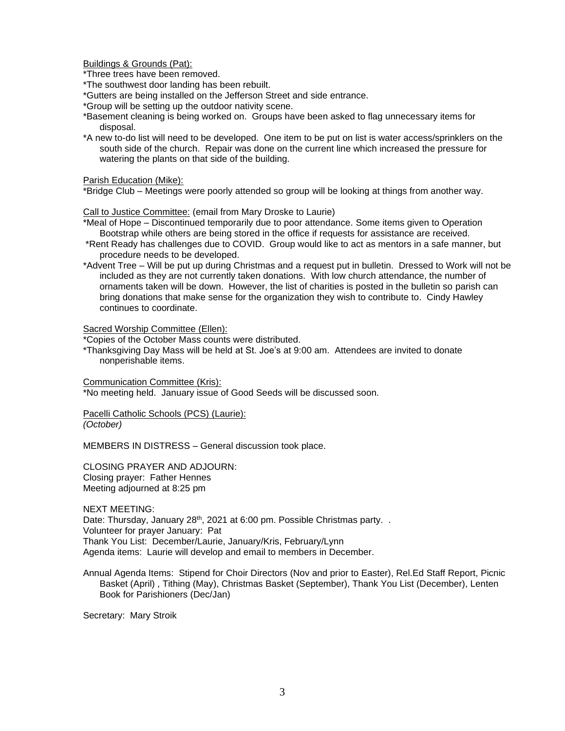<u>Buildings & Grounds (Pat):</u>

*Three trees have been removed.

*The southwest door landing has been rebuilt.

*Gutters are being installed on the Jefferson Street and side entrance.

*Group will be setting up the outdoor nativity scene.

*Basement cleaning is being worked on. Groups have been asked to flag unnecessary items for disposal.

*A new to-do list will need to be developed. One item to be put on list is water access/sprinklers on the south side of the church. Repair was done on the current line which increased the pressure for watering the plants on that side of the building.

<u>Parish Education (Mike):</u>

*Bridge Club – Meetings were poorly attended so group will be looking at things from another way.

<u>Call to Justice Committee:</u> (email from Mary Droske to Laurie)

*Meal of Hope – Discontinued temporarily due to poor attendance. Some items given to Operation Bootstrap while others are being stored in the office if requests for assistance are received.

*Rent Ready has challenges due to COVID. Group would like to act as mentors in a safe manner, but procedure needs to be developed.

*Advent Tree – Will be put up during Christmas and a request put in bulletin. Dressed to Work will not be included as they are not currently taken donations. With low church attendance, the number of ornaments taken will be down. However, the list of charities is posted in the bulletin so parish can bring donations that make sense for the organization they wish to contribute to. Cindy Hawley continues to coordinate.

<u>Sacred Worship Committee (Ellen):</u>

*Copies of the October Mass counts were distributed.

*Thanksgiving Day Mass will be held at St. Joe's at 9:00 am. Attendees are invited to donate nonperishable items.

<u>Communication Committee (Kris):</u>

*No meeting held. January issue of Good Seeds will be discussed soon.

<u>Pacelli Catholic Schools (PCS) (Laurie):</u>

*(October)*

MEMBERS IN DISTRESS – General discussion took place.

CLOSING PRAYER AND ADJOURN:
Closing prayer: Father Hennes
Meeting adjourned at 8:25 pm

NEXT MEETING:
Date: Thursday, January 28th, 2021 at 6:00 pm. Possible Christmas party. .
Volunteer for prayer January: Pat
Thank You List: December/Laurie, January/Kris, February/Lynn
Agenda items: Laurie will develop and email to members in December.

Annual Agenda Items: Stipend for Choir Directors (Nov and prior to Easter), Rel.Ed Staff Report, Picnic Basket (April) , Tithing (May), Christmas Basket (September), Thank You List (December), Lenten Book for Parishioners (Dec/Jan)

Secretary: Mary Stroik